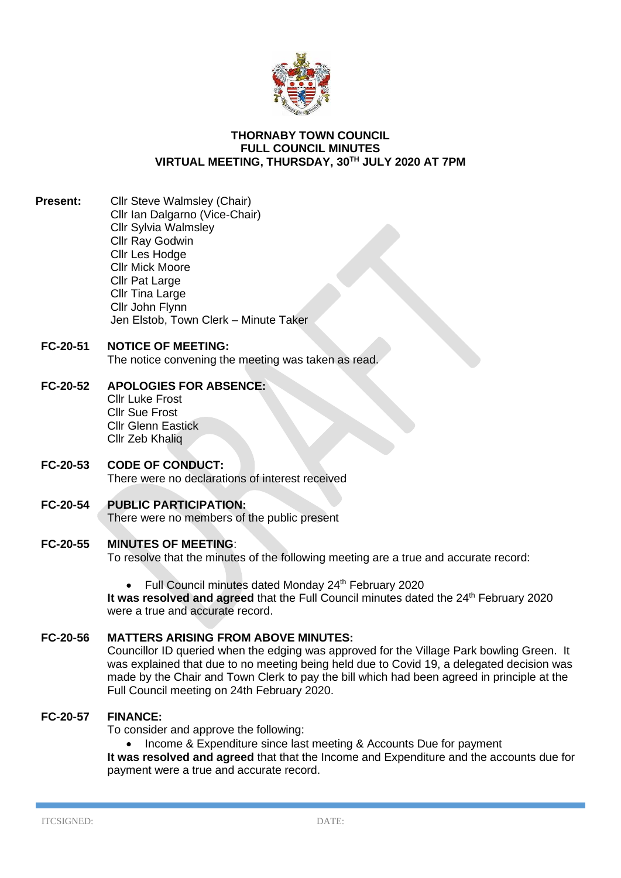**THORNABY TOWN COUNCIL**
**FULL COUNCIL MINUTES**
**VIRTUAL MEETING, THURSDAY, 30TH JULY 2020 AT 7PM**

**Present:** Cllr Steve Walmsley (Chair)
Cllr Ian Dalgarno (Vice-Chair)
Cllr Sylvia Walmsley
Cllr Ray Godwin
Cllr Les Hodge
Cllr Mick Moore
Cllr Pat Large
Cllr Tina Large
Cllr John Flynn
Jen Elstob, Town Clerk – Minute Taker

**FC-20-51 NOTICE OF MEETING:**
The notice convening the meeting was taken as read.

**FC-20-52 APOLOGIES FOR ABSENCE:**
Cllr Luke Frost
Cllr Sue Frost
Cllr Glenn Eastick
Cllr Zeb Khaliq

**FC-20-53 CODE OF CONDUCT:**
There were no declarations of interest received

**FC-20-54 PUBLIC PARTICIPATION:**
There were no members of the public present

**FC-20-55 MINUTES OF MEETING**:
To resolve that the minutes of the following meeting are a true and accurate record:

- Full Council minutes dated Monday 24th February 2020

**It was resolved and agreed** that the Full Council minutes dated the 24th February 2020 were a true and accurate record.

**FC-20-56 MATTERS ARISING FROM ABOVE MINUTES:**
Councillor ID queried when the edging was approved for the Village Park bowling Green. It was explained that due to no meeting being held due to Covid 19, a delegated decision was made by the Chair and Town Clerk to pay the bill which had been agreed in principle at the Full Council meeting on 24th February 2020.

**FC-20-57 FINANCE:**
To consider and approve the following:

- Income & Expenditure since last meeting & Accounts Due for payment

**It was resolved and agreed** that that the Income and Expenditure and the accounts due for payment were a true and accurate record.

ITCSIGNED: DATE: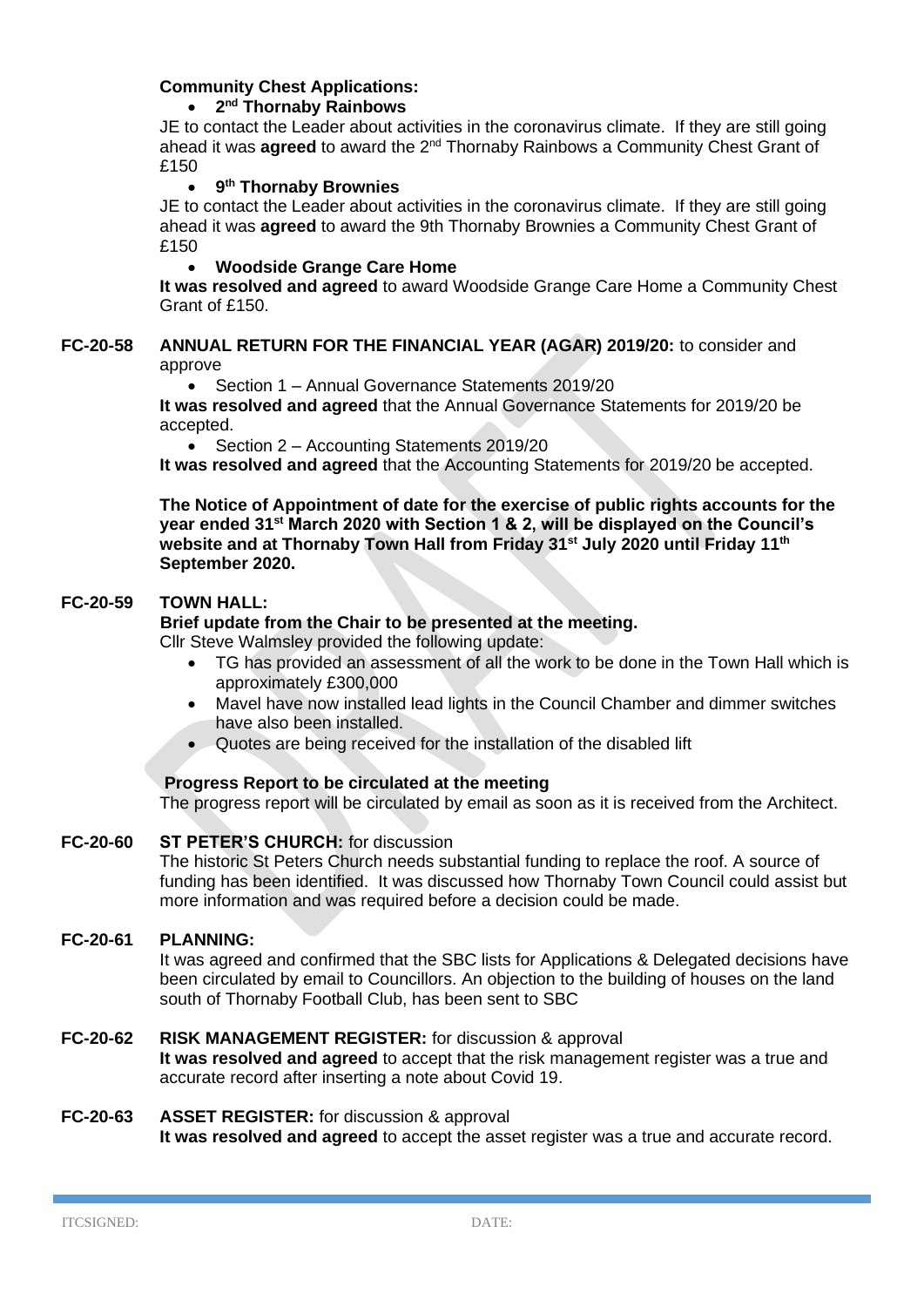**Community Chest Applications:**

- **2nd Thornaby Rainbows**

JE to contact the Leader about activities in the coronavirus climate. If they are still going ahead it was **agreed** to award the 2nd Thornaby Rainbows a Community Chest Grant of £150

- **9th Thornaby Brownies**

JE to contact the Leader about activities in the coronavirus climate. If they are still going ahead it was **agreed** to award the 9th Thornaby Brownies a Community Chest Grant of £150

- **Woodside Grange Care Home**

**It was resolved and agreed** to award Woodside Grange Care Home a Community Chest Grant of £150.

**FC-20-58 ANNUAL RETURN FOR THE FINANCIAL YEAR (AGAR) 2019/20:** to consider and approve

- Section 1 – Annual Governance Statements 2019/20

**It was resolved and agreed** that the Annual Governance Statements for 2019/20 be accepted.

- Section 2 – Accounting Statements 2019/20

**It was resolved and agreed** that the Accounting Statements for 2019/20 be accepted.

**The Notice of Appointment of date for the exercise of public rights accounts for the year ended 31st March 2020 with Section 1 & 2, will be displayed on the Council's website and at Thornaby Town Hall from Friday 31st July 2020 until Friday 11th September 2020.**

**FC-20-59 TOWN HALL:**

**Brief update from the Chair to be presented at the meeting.**

Cllr Steve Walmsley provided the following update:

- TG has provided an assessment of all the work to be done in the Town Hall which is approximately £300,000
- Mavel have now installed lead lights in the Council Chamber and dimmer switches have also been installed.
- Quotes are being received for the installation of the disabled lift

**Progress Report to be circulated at the meeting**

The progress report will be circulated by email as soon as it is received from the Architect.

**FC-20-60 ST PETER'S CHURCH:** for discussion

The historic St Peters Church needs substantial funding to replace the roof. A source of funding has been identified. It was discussed how Thornaby Town Council could assist but more information and was required before a decision could be made.

**FC-20-61 PLANNING:**

It was agreed and confirmed that the SBC lists for Applications & Delegated decisions have been circulated by email to Councillors. An objection to the building of houses on the land south of Thornaby Football Club, has been sent to SBC

**FC-20-62 RISK MANAGEMENT REGISTER:** for discussion & approval

**It was resolved and agreed** to accept that the risk management register was a true and accurate record after inserting a note about Covid 19.

**FC-20-63 ASSET REGISTER:** for discussion & approval

**It was resolved and agreed** to accept the asset register was a true and accurate record.

ITCSIGNED: DATE: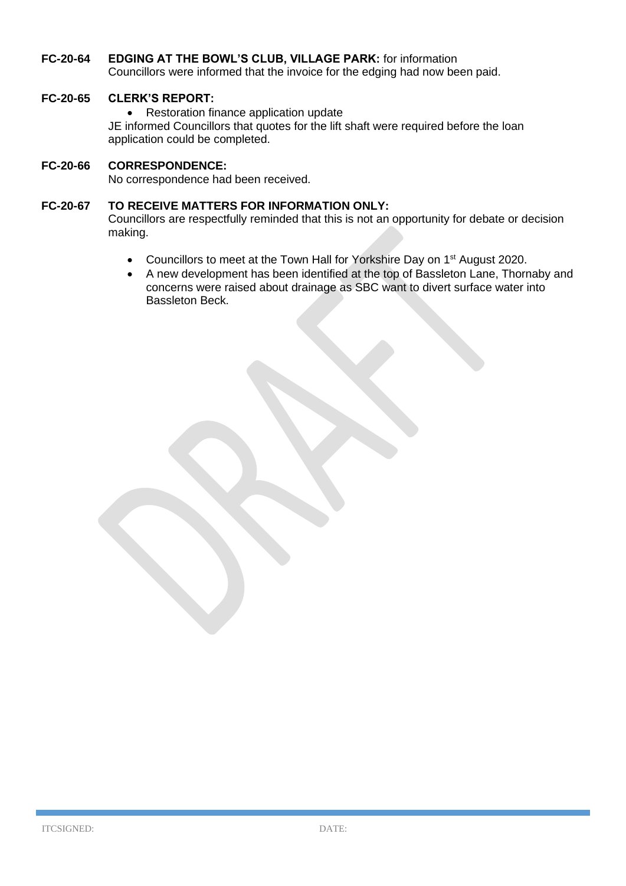**FC-20-64 EDGING AT THE BOWL'S CLUB, VILLAGE PARK:** for information

Councillors were informed that the invoice for the edging had now been paid.

**FC-20-65 CLERK'S REPORT:**

- Restoration finance application update

JE informed Councillors that quotes for the lift shaft were required before the loan application could be completed.

**FC-20-66 CORRESPONDENCE:**

No correspondence had been received.

**FC-20-67 TO RECEIVE MATTERS FOR INFORMATION ONLY:**

Councillors are respectfully reminded that this is not an opportunity for debate or decision making.

- Councillors to meet at the Town Hall for Yorkshire Day on 1st August 2020.
- A new development has been identified at the top of Bassleton Lane, Thornaby and concerns were raised about drainage as SBC want to divert surface water into Bassleton Beck.

ITCSIGNED: DATE: